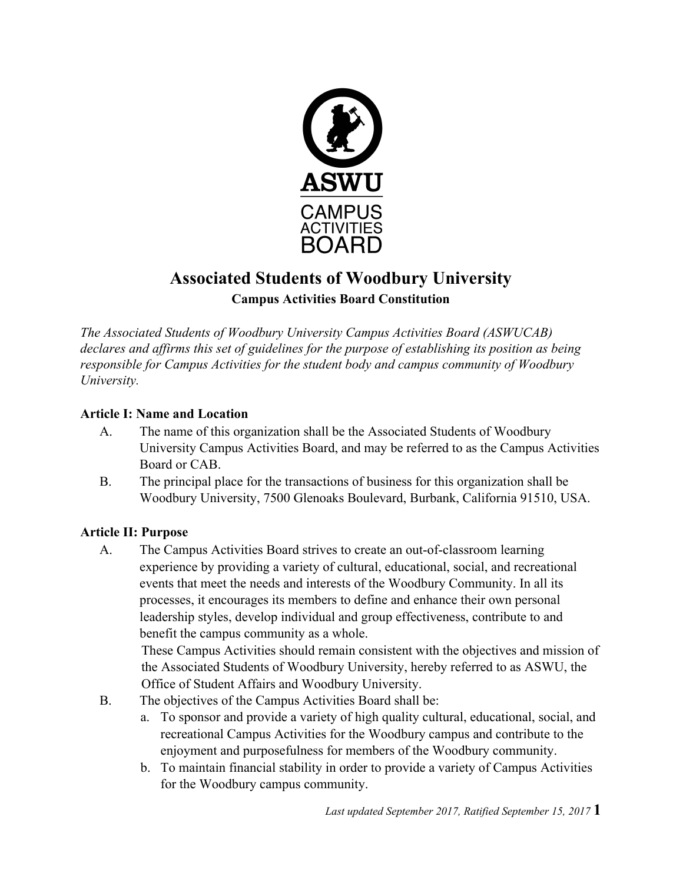ASWU

CAMPUS ACTIVITIES BOARD

# Associated Students of Woodbury University

## Campus Activities Board Constitution

*The Associated Students of Woodbury University Campus Activities Board (ASWUCAB) declares and affirms this set of guidelines for the purpose of establishing its position as being responsible for Campus Activities for the student body and campus community of Woodbury University.*

**Article I: Name and Location**

A. The name of this organization shall be the Associated Students of Woodbury University Campus Activities Board, and may be referred to as the Campus Activities Board or CAB.

B. The principal place for the transactions of business for this organization shall be Woodbury University, 7500 Glenoaks Boulevard, Burbank, California 91510, USA.

**Article II: Purpose**

A. The Campus Activities Board strives to create an out-of-classroom learning experience by providing a variety of cultural, educational, social, and recreational events that meet the needs and interests of the Woodbury Community. In all its processes, it encourages its members to define and enhance their own personal leadership styles, develop individual and group effectiveness, contribute to and benefit the campus community as a whole.

   These Campus Activities should remain consistent with the objectives and mission of the Associated Students of Woodbury University, hereby referred to as ASWU, the Office of Student Affairs and Woodbury University.

B. The objectives of the Campus Activities Board shall be:

   a. To sponsor and provide a variety of high quality cultural, educational, social, and recreational Campus Activities for the Woodbury campus and contribute to the enjoyment and purposefulness for members of the Woodbury community.

   b. To maintain financial stability in order to provide a variety of Campus Activities for the Woodbury campus community.

*Last updated September 2017, Ratified September 15, 2017*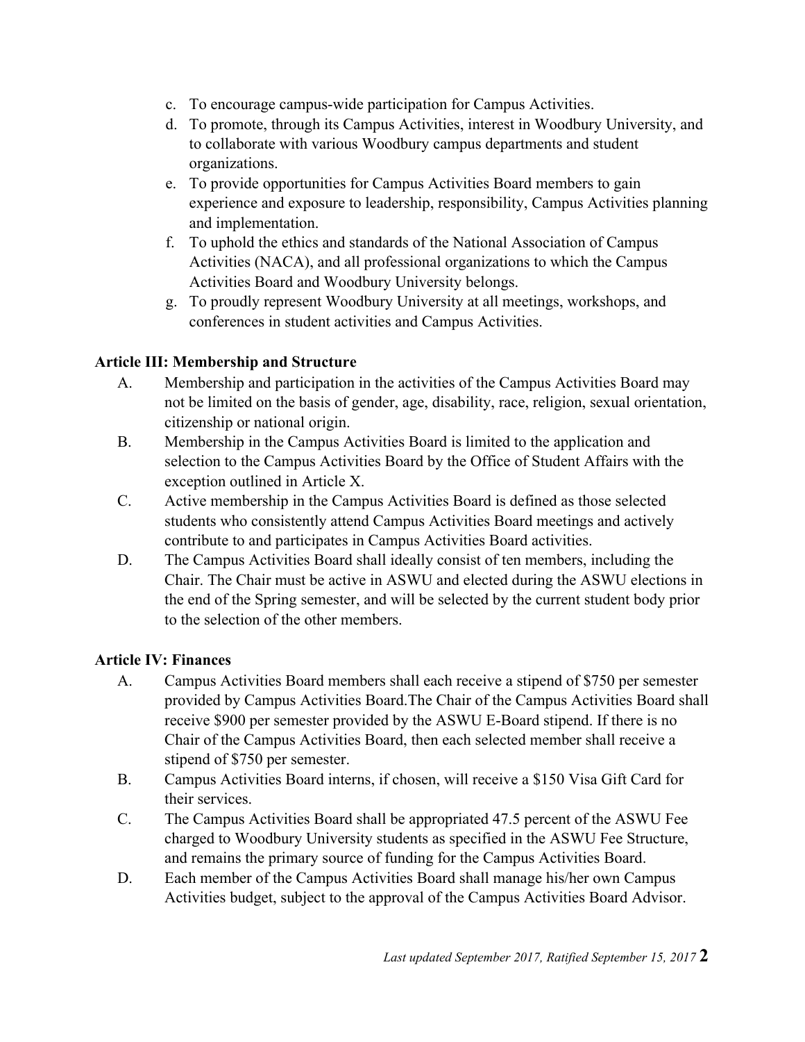c. To encourage campus-wide participation for Campus Activities.
d. To promote, through its Campus Activities, interest in Woodbury University, and to collaborate with various Woodbury campus departments and student organizations.
e. To provide opportunities for Campus Activities Board members to gain experience and exposure to leadership, responsibility, Campus Activities planning and implementation.
f. To uphold the ethics and standards of the National Association of Campus Activities (NACA), and all professional organizations to which the Campus Activities Board and Woodbury University belongs.
g. To proudly represent Woodbury University at all meetings, workshops, and conferences in student activities and Campus Activities.

**Article III: Membership and Structure**

A. Membership and participation in the activities of the Campus Activities Board may not be limited on the basis of gender, age, disability, race, religion, sexual orientation, citizenship or national origin.

B. Membership in the Campus Activities Board is limited to the application and selection to the Campus Activities Board by the Office of Student Affairs with the exception outlined in Article X.

C. Active membership in the Campus Activities Board is defined as those selected students who consistently attend Campus Activities Board meetings and actively contribute to and participates in Campus Activities Board activities.

D. The Campus Activities Board shall ideally consist of ten members, including the Chair. The Chair must be active in ASWU and elected during the ASWU elections in the end of the Spring semester, and will be selected by the current student body prior to the selection of the other members.

**Article IV: Finances**

A. Campus Activities Board members shall each receive a stipend of $750 per semester provided by Campus Activities Board.The Chair of the Campus Activities Board shall receive $900 per semester provided by the ASWU E-Board stipend. If there is no Chair of the Campus Activities Board, then each selected member shall receive a stipend of $750 per semester.

B. Campus Activities Board interns, if chosen, will receive a $150 Visa Gift Card for their services.

C. The Campus Activities Board shall be appropriated 47.5 percent of the ASWU Fee charged to Woodbury University students as specified in the ASWU Fee Structure, and remains the primary source of funding for the Campus Activities Board.

D. Each member of the Campus Activities Board shall manage his/her own Campus Activities budget, subject to the approval of the Campus Activities Board Advisor.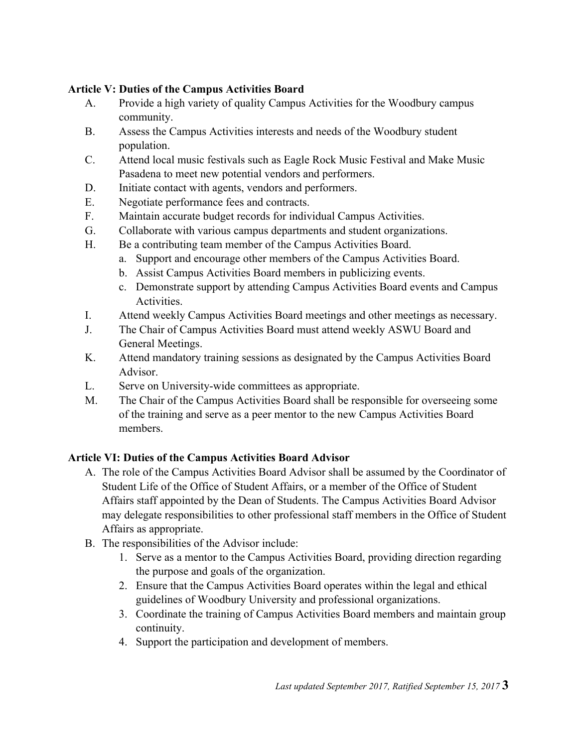**Article V: Duties of the Campus Activities Board**

A. Provide a high variety of quality Campus Activities for the Woodbury campus community.

B. Assess the Campus Activities interests and needs of the Woodbury student population.

C. Attend local music festivals such as Eagle Rock Music Festival and Make Music Pasadena to meet new potential vendors and performers.

D. Initiate contact with agents, vendors and performers.

E. Negotiate performance fees and contracts.

F. Maintain accurate budget records for individual Campus Activities.

G. Collaborate with various campus departments and student organizations.

H. Be a contributing team member of the Campus Activities Board.

   a. Support and encourage other members of the Campus Activities Board.

   b. Assist Campus Activities Board members in publicizing events.

   c. Demonstrate support by attending Campus Activities Board events and Campus Activities.

I. Attend weekly Campus Activities Board meetings and other meetings as necessary.

J. The Chair of Campus Activities Board must attend weekly ASWU Board and General Meetings.

K. Attend mandatory training sessions as designated by the Campus Activities Board Advisor.

L. Serve on University-wide committees as appropriate.

M. The Chair of the Campus Activities Board shall be responsible for overseeing some of the training and serve as a peer mentor to the new Campus Activities Board members.

**Article VI: Duties of the Campus Activities Board Advisor**

A. The role of the Campus Activities Board Advisor shall be assumed by the Coordinator of Student Life of the Office of Student Affairs, or a member of the Office of Student Affairs staff appointed by the Dean of Students. The Campus Activities Board Advisor may delegate responsibilities to other professional staff members in the Office of Student Affairs as appropriate.

B. The responsibilities of the Advisor include:

   1. Serve as a mentor to the Campus Activities Board, providing direction regarding the purpose and goals of the organization.
   2. Ensure that the Campus Activities Board operates within the legal and ethical guidelines of Woodbury University and professional organizations.
   3. Coordinate the training of Campus Activities Board members and maintain group continuity.
   4. Support the participation and development of members.

*Last updated September 2017, Ratified September 15, 2017*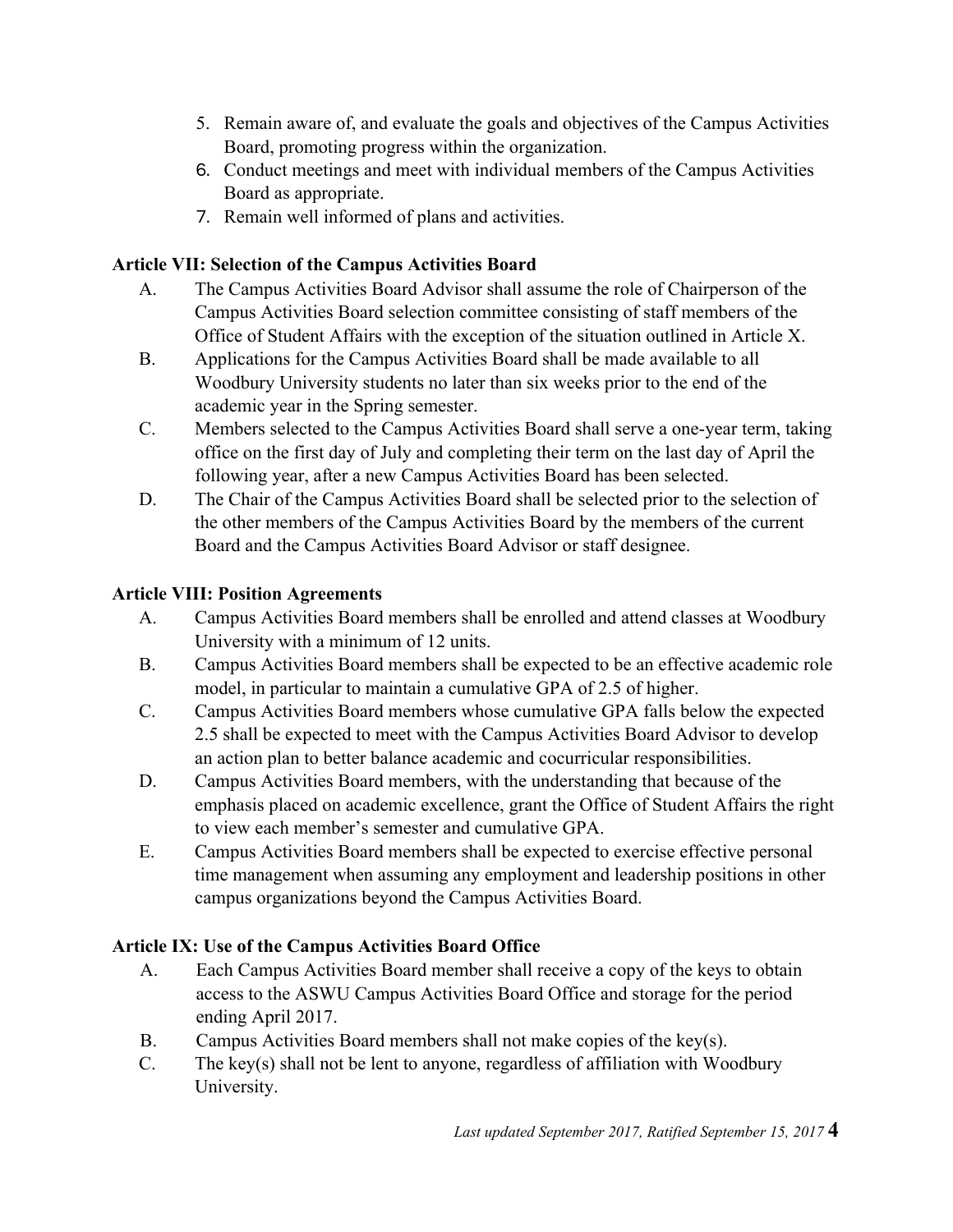5. Remain aware of, and evaluate the goals and objectives of the Campus Activities Board, promoting progress within the organization.
6. Conduct meetings and meet with individual members of the Campus Activities Board as appropriate.
7. Remain well informed of plans and activities.

**Article VII: Selection of the Campus Activities Board**

A. The Campus Activities Board Advisor shall assume the role of Chairperson of the Campus Activities Board selection committee consisting of staff members of the Office of Student Affairs with the exception of the situation outlined in Article X.

B. Applications for the Campus Activities Board shall be made available to all Woodbury University students no later than six weeks prior to the end of the academic year in the Spring semester.

C. Members selected to the Campus Activities Board shall serve a one-year term, taking office on the first day of July and completing their term on the last day of April the following year, after a new Campus Activities Board has been selected.

D. The Chair of the Campus Activities Board shall be selected prior to the selection of the other members of the Campus Activities Board by the members of the current Board and the Campus Activities Board Advisor or staff designee.

**Article VIII: Position Agreements**

A. Campus Activities Board members shall be enrolled and attend classes at Woodbury University with a minimum of 12 units.

B. Campus Activities Board members shall be expected to be an effective academic role model, in particular to maintain a cumulative GPA of 2.5 of higher.

C. Campus Activities Board members whose cumulative GPA falls below the expected 2.5 shall be expected to meet with the Campus Activities Board Advisor to develop an action plan to better balance academic and cocurricular responsibilities.

D. Campus Activities Board members, with the understanding that because of the emphasis placed on academic excellence, grant the Office of Student Affairs the right to view each member's semester and cumulative GPA.

E. Campus Activities Board members shall be expected to exercise effective personal time management when assuming any employment and leadership positions in other campus organizations beyond the Campus Activities Board.

**Article IX: Use of the Campus Activities Board Office**

A. Each Campus Activities Board member shall receive a copy of the keys to obtain access to the ASWU Campus Activities Board Office and storage for the period ending April 2017.

B. Campus Activities Board members shall not make copies of the key(s).

C. The key(s) shall not be lent to anyone, regardless of affiliation with Woodbury University.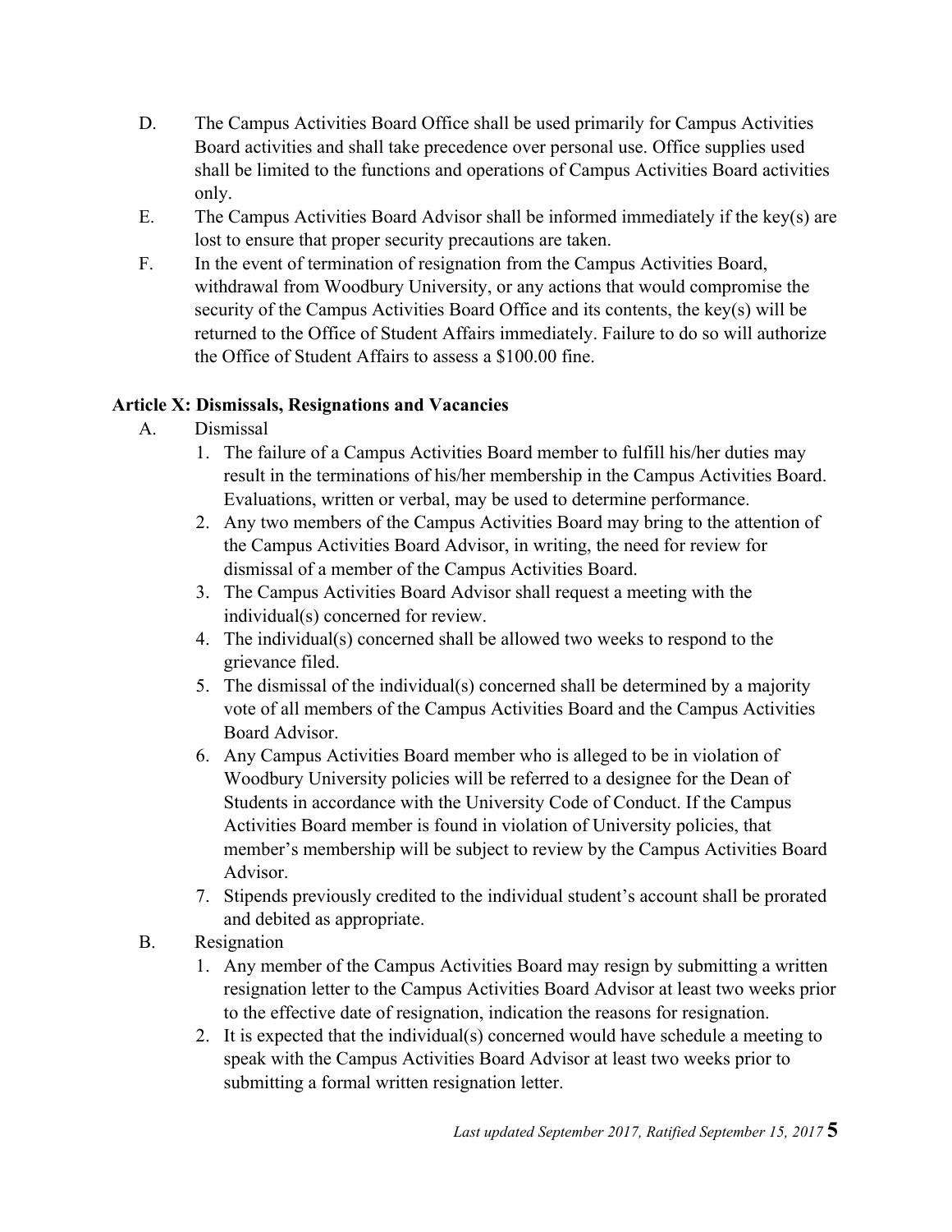D. The Campus Activities Board Office shall be used primarily for Campus Activities Board activities and shall take precedence over personal use. Office supplies used shall be limited to the functions and operations of Campus Activities Board activities only.

E. The Campus Activities Board Advisor shall be informed immediately if the key(s) are lost to ensure that proper security precautions are taken.

F. In the event of termination of resignation from the Campus Activities Board, withdrawal from Woodbury University, or any actions that would compromise the security of the Campus Activities Board Office and its contents, the key(s) will be returned to the Office of Student Affairs immediately. Failure to do so will authorize the Office of Student Affairs to assess a $100.00 fine.

**Article X: Dismissals, Resignations and Vacancies**

A. Dismissal

1. The failure of a Campus Activities Board member to fulfill his/her duties may result in the terminations of his/her membership in the Campus Activities Board. Evaluations, written or verbal, may be used to determine performance.
2. Any two members of the Campus Activities Board may bring to the attention of the Campus Activities Board Advisor, in writing, the need for review for dismissal of a member of the Campus Activities Board.
3. The Campus Activities Board Advisor shall request a meeting with the individual(s) concerned for review.
4. The individual(s) concerned shall be allowed two weeks to respond to the grievance filed.
5. The dismissal of the individual(s) concerned shall be determined by a majority vote of all members of the Campus Activities Board and the Campus Activities Board Advisor.
6. Any Campus Activities Board member who is alleged to be in violation of Woodbury University policies will be referred to a designee for the Dean of Students in accordance with the University Code of Conduct. If the Campus Activities Board member is found in violation of University policies, that member's membership will be subject to review by the Campus Activities Board Advisor.
7. Stipends previously credited to the individual student's account shall be prorated and debited as appropriate.

B. Resignation

1. Any member of the Campus Activities Board may resign by submitting a written resignation letter to the Campus Activities Board Advisor at least two weeks prior to the effective date of resignation, indication the reasons for resignation.
2. It is expected that the individual(s) concerned would have schedule a meeting to speak with the Campus Activities Board Advisor at least two weeks prior to submitting a formal written resignation letter.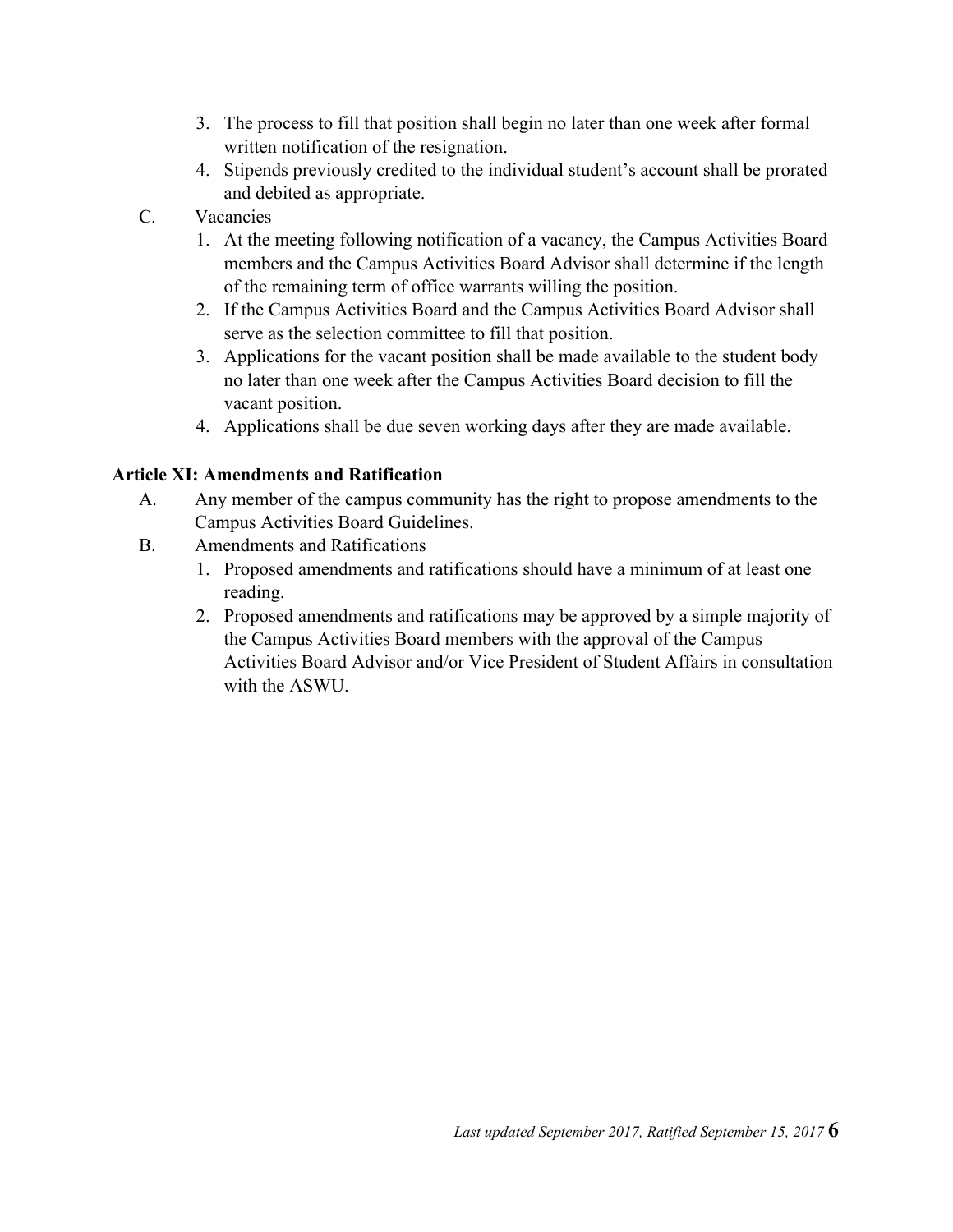3. The process to fill that position shall begin no later than one week after formal written notification of the resignation.
4. Stipends previously credited to the individual student's account shall be prorated and debited as appropriate.

C. Vacancies

1. At the meeting following notification of a vacancy, the Campus Activities Board members and the Campus Activities Board Advisor shall determine if the length of the remaining term of office warrants willing the position.
2. If the Campus Activities Board and the Campus Activities Board Advisor shall serve as the selection committee to fill that position.
3. Applications for the vacant position shall be made available to the student body no later than one week after the Campus Activities Board decision to fill the vacant position.
4. Applications shall be due seven working days after they are made available.

**Article XI: Amendments and Ratification**

A. Any member of the campus community has the right to propose amendments to the Campus Activities Board Guidelines.

B. Amendments and Ratifications

1. Proposed amendments and ratifications should have a minimum of at least one reading.
2. Proposed amendments and ratifications may be approved by a simple majority of the Campus Activities Board members with the approval of the Campus Activities Board Advisor and/or Vice President of Student Affairs in consultation with the ASWU.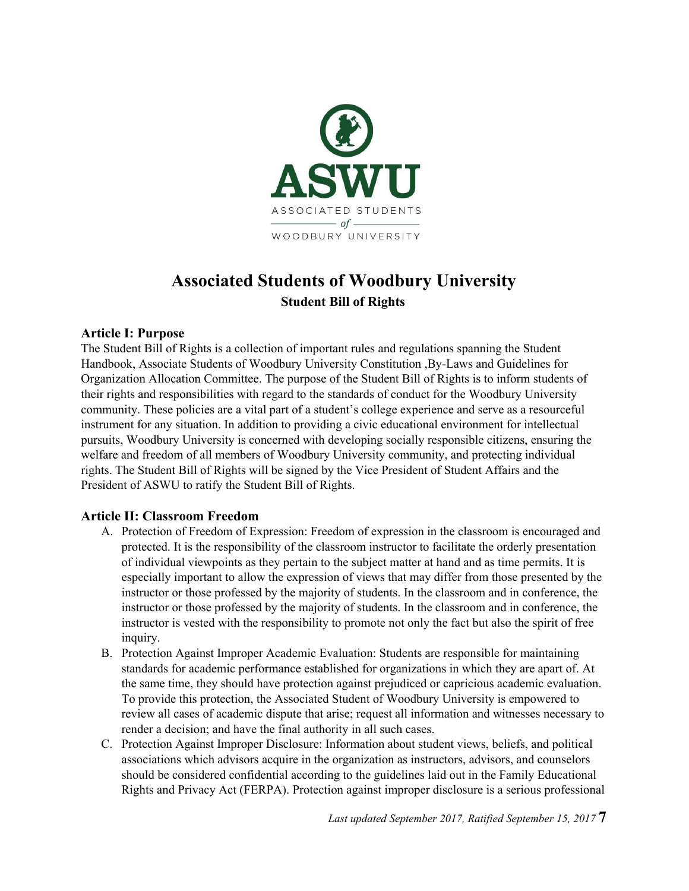ASWU

ASSOCIATED STUDENTS of WOODBURY UNIVERSITY

# Associated Students of Woodbury University

**Student Bill of Rights**

### Article I: Purpose

The Student Bill of Rights is a collection of important rules and regulations spanning the Student Handbook, Associate Students of Woodbury University Constitution ,By-Laws and Guidelines for Organization Allocation Committee. The purpose of the Student Bill of Rights is to inform students of their rights and responsibilities with regard to the standards of conduct for the Woodbury University community. These policies are a vital part of a student's college experience and serve as a resourceful instrument for any situation. In addition to providing a civic educational environment for intellectual pursuits, Woodbury University is concerned with developing socially responsible citizens, ensuring the welfare and freedom of all members of Woodbury University community, and protecting individual rights. The Student Bill of Rights will be signed by the Vice President of Student Affairs and the President of ASWU to ratify the Student Bill of Rights.

### Article II: Classroom Freedom

A. Protection of Freedom of Expression: Freedom of expression in the classroom is encouraged and protected. It is the responsibility of the classroom instructor to facilitate the orderly presentation of individual viewpoints as they pertain to the subject matter at hand and as time permits. It is especially important to allow the expression of views that may differ from those presented by the instructor or those professed by the majority of students. In the classroom and in conference, the instructor or those professed by the majority of students. In the classroom and in conference, the instructor is vested with the responsibility to promote not only the fact but also the spirit of free inquiry.
B. Protection Against Improper Academic Evaluation: Students are responsible for maintaining standards for academic performance established for organizations in which they are apart of. At the same time, they should have protection against prejudiced or capricious academic evaluation. To provide this protection, the Associated Student of Woodbury University is empowered to review all cases of academic dispute that arise; request all information and witnesses necessary to render a decision; and have the final authority in all such cases.
C. Protection Against Improper Disclosure: Information about student views, beliefs, and political associations which advisors acquire in the organization as instructors, advisors, and counselors should be considered confidential according to the guidelines laid out in the Family Educational Rights and Privacy Act (FERPA). Protection against improper disclosure is a serious professional

*Last updated September 2017, Ratified September 15, 2017*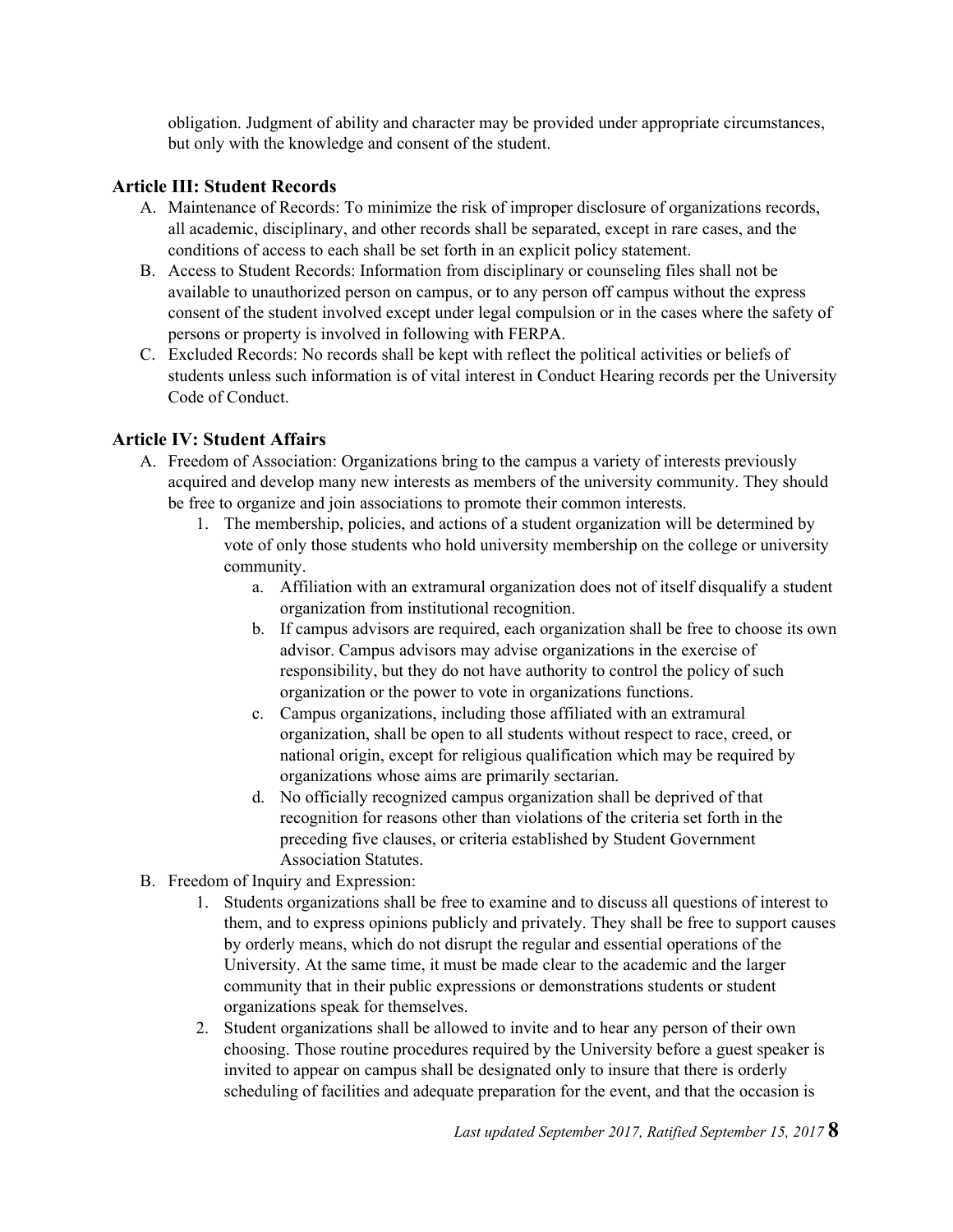obligation. Judgment of ability and character may be provided under appropriate circumstances, but only with the knowledge and consent of the student.

## Article III: Student Records

A. Maintenance of Records: To minimize the risk of improper disclosure of organizations records, all academic, disciplinary, and other records shall be separated, except in rare cases, and the conditions of access to each shall be set forth in an explicit policy statement.

B. Access to Student Records: Information from disciplinary or counseling files shall not be available to unauthorized person on campus, or to any person off campus without the express consent of the student involved except under legal compulsion or in the cases where the safety of persons or property is involved in following with FERPA.

C. Excluded Records: No records shall be kept with reflect the political activities or beliefs of students unless such information is of vital interest in Conduct Hearing records per the University Code of Conduct.

## Article IV: Student Affairs

A. Freedom of Association: Organizations bring to the campus a variety of interests previously acquired and develop many new interests as members of the university community. They should be free to organize and join associations to promote their common interests.

1. The membership, policies, and actions of a student organization will be determined by vote of only those students who hold university membership on the college or university community.
    a. Affiliation with an extramural organization does not of itself disqualify a student organization from institutional recognition.
    b. If campus advisors are required, each organization shall be free to choose its own advisor. Campus advisors may advise organizations in the exercise of responsibility, but they do not have authority to control the policy of such organization or the power to vote in organizations functions.
    c. Campus organizations, including those affiliated with an extramural organization, shall be open to all students without respect to race, creed, or national origin, except for religious qualification which may be required by organizations whose aims are primarily sectarian.
    d. No officially recognized campus organization shall be deprived of that recognition for reasons other than violations of the criteria set forth in the preceding five clauses, or criteria established by Student Government Association Statutes.

B. Freedom of Inquiry and Expression:

1. Students organizations shall be free to examine and to discuss all questions of interest to them, and to express opinions publicly and privately. They shall be free to support causes by orderly means, which do not disrupt the regular and essential operations of the University. At the same time, it must be made clear to the academic and the larger community that in their public expressions or demonstrations students or student organizations speak for themselves.
2. Student organizations shall be allowed to invite and to hear any person of their own choosing. Those routine procedures required by the University before a guest speaker is invited to appear on campus shall be designated only to insure that there is orderly scheduling of facilities and adequate preparation for the event, and that the occasion is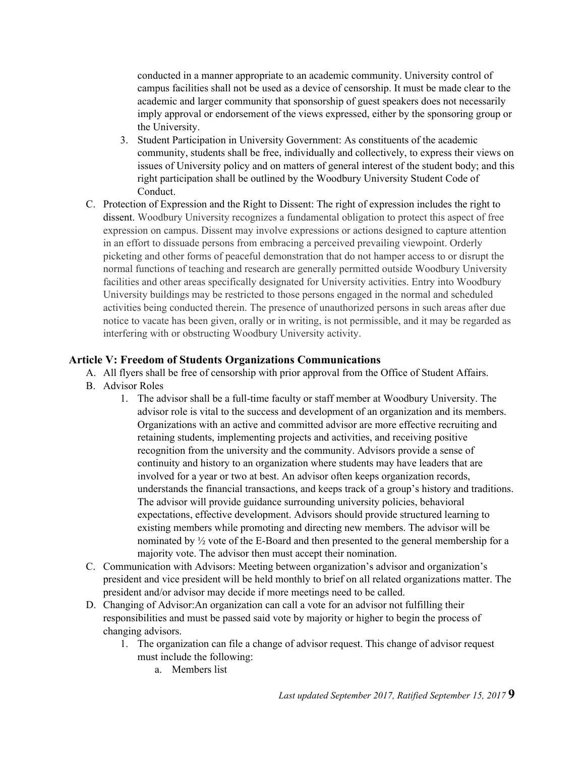conducted in a manner appropriate to an academic community. University control of campus facilities shall not be used as a device of censorship. It must be made clear to the academic and larger community that sponsorship of guest speakers does not necessarily imply approval or endorsement of the views expressed, either by the sponsoring group or the University.

3. Student Participation in University Government: As constituents of the academic community, students shall be free, individually and collectively, to express their views on issues of University policy and on matters of general interest of the student body; and this right participation shall be outlined by the Woodbury University Student Code of Conduct.

C. Protection of Expression and the Right to Dissent: The right of expression includes the right to dissent. Woodbury University recognizes a fundamental obligation to protect this aspect of free expression on campus. Dissent may involve expressions or actions designed to capture attention in an effort to dissuade persons from embracing a perceived prevailing viewpoint. Orderly picketing and other forms of peaceful demonstration that do not hamper access to or disrupt the normal functions of teaching and research are generally permitted outside Woodbury University facilities and other areas specifically designated for University activities. Entry into Woodbury University buildings may be restricted to those persons engaged in the normal and scheduled activities being conducted therein. The presence of unauthorized persons in such areas after due notice to vacate has been given, orally or in writing, is not permissible, and it may be regarded as interfering with or obstructing Woodbury University activity.

## Article V: Freedom of Students Organizations Communications

A. All flyers shall be free of censorship with prior approval from the Office of Student Affairs.

B. Advisor Roles

1. The advisor shall be a full-time faculty or staff member at Woodbury University. The advisor role is vital to the success and development of an organization and its members. Organizations with an active and committed advisor are more effective recruiting and retaining students, implementing projects and activities, and receiving positive recognition from the university and the community. Advisors provide a sense of continuity and history to an organization where students may have leaders that are involved for a year or two at best. An advisor often keeps organization records, understands the financial transactions, and keeps track of a group's history and traditions. The advisor will provide guidance surrounding university policies, behavioral expectations, effective development. Advisors should provide structured learning to existing members while promoting and directing new members. The advisor will be nominated by ½ vote of the E-Board and then presented to the general membership for a majority vote. The advisor then must accept their nomination.

C. Communication with Advisors: Meeting between organization's advisor and organization's president and vice president will be held monthly to brief on all related organizations matter. The president and/or advisor may decide if more meetings need to be called.

D. Changing of Advisor:An organization can call a vote for an advisor not fulfilling their responsibilities and must be passed said vote by majority or higher to begin the process of changing advisors.

1. The organization can file a change of advisor request. This change of advisor request must include the following:
    a. Members list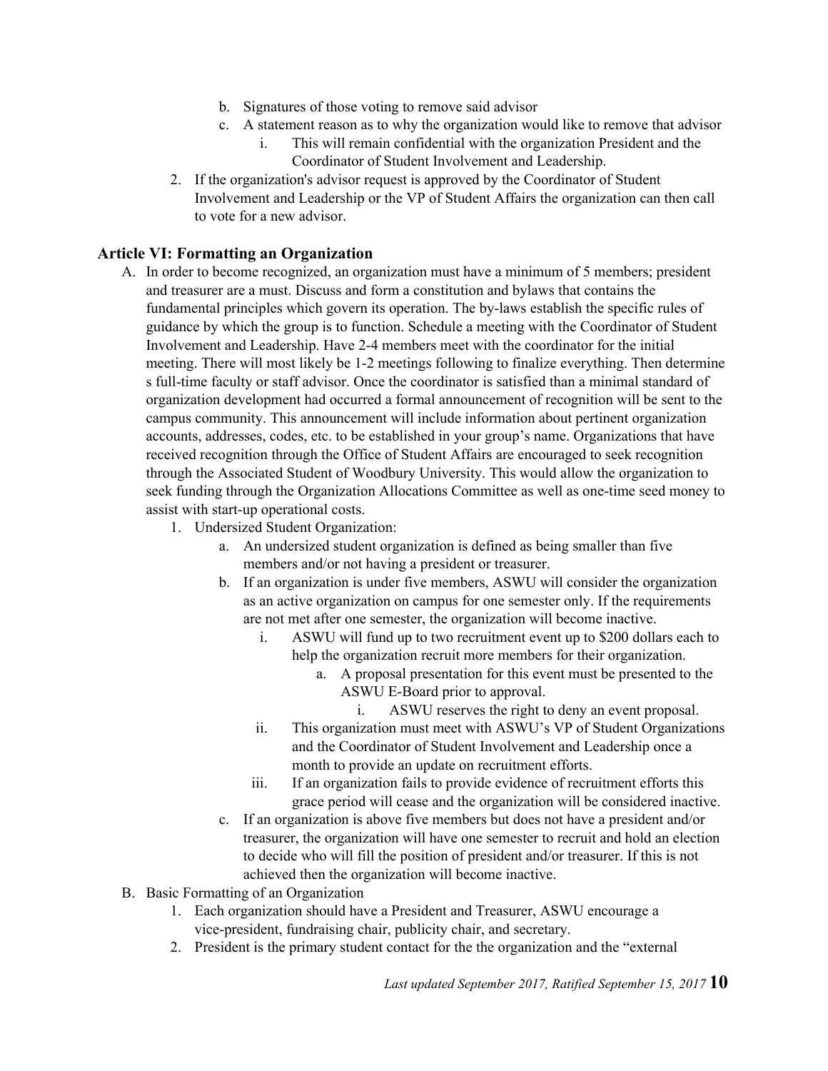b. Signatures of those voting to remove said advisor
   c. A statement reason as to why the organization would like to remove that advisor
      i. This will remain confidential with the organization President and the Coordinator of Student Involvement and Leadership.
2. If the organization's advisor request is approved by the Coordinator of Student Involvement and Leadership or the VP of Student Affairs the organization can then call to vote for a new advisor.

### Article VI: Formatting an Organization

A. In order to become recognized, an organization must have a minimum of 5 members; president and treasurer are a must. Discuss and form a constitution and bylaws that contains the fundamental principles which govern its operation. The by-laws establish the specific rules of guidance by which the group is to function. Schedule a meeting with the Coordinator of Student Involvement and Leadership. Have 2-4 members meet with the coordinator for the initial meeting. There will most likely be 1-2 meetings following to finalize everything. Then determine s full-time faculty or staff advisor. Once the coordinator is satisfied than a minimal standard of organization development had occurred a formal announcement of recognition will be sent to the campus community. This announcement will include information about pertinent organization accounts, addresses, codes, etc. to be established in your group's name. Organizations that have received recognition through the Office of Student Affairs are encouraged to seek recognition through the Associated Student of Woodbury University. This would allow the organization to seek funding through the Organization Allocations Committee as well as one-time seed money to assist with start-up operational costs.
   1. Undersized Student Organization:
      a. An undersized student organization is defined as being smaller than five members and/or not having a president or treasurer.
      b. If an organization is under five members, ASWU will consider the organization as an active organization on campus for one semester only. If the requirements are not met after one semester, the organization will become inactive.
         i. ASWU will fund up to two recruitment event up to $200 dollars each to help the organization recruit more members for their organization.
            a. A proposal presentation for this event must be presented to the ASWU E-Board prior to approval.
               i. ASWU reserves the right to deny an event proposal.
         ii. This organization must meet with ASWU's VP of Student Organizations and the Coordinator of Student Involvement and Leadership once a month to provide an update on recruitment efforts.
         iii. If an organization fails to provide evidence of recruitment efforts this grace period will cease and the organization will be considered inactive.
      c. If an organization is above five members but does not have a president and/or treasurer, the organization will have one semester to recruit and hold an election to decide who will fill the position of president and/or treasurer. If this is not achieved then the organization will become inactive.

B. Basic Formatting of an Organization
   1. Each organization should have a President and Treasurer, ASWU encourage a vice-president, fundraising chair, publicity chair, and secretary.
   2. President is the primary student contact for the the organization and the "external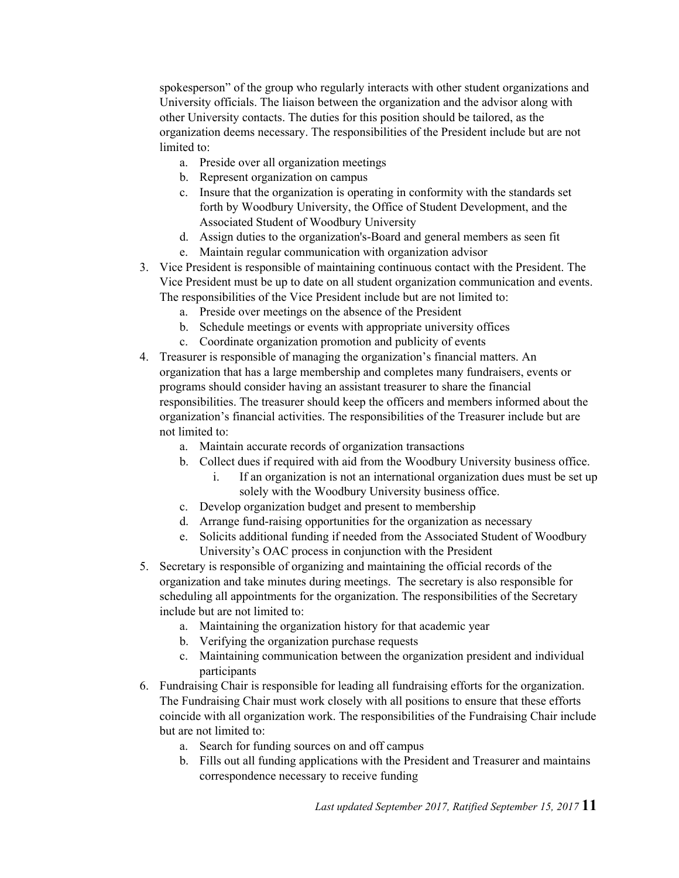spokesperson" of the group who regularly interacts with other student organizations and University officials. The liaison between the organization and the advisor along with other University contacts. The duties for this position should be tailored, as the organization deems necessary. The responsibilities of the President include but are not limited to:

   a. Preside over all organization meetings
   b. Represent organization on campus
   c. Insure that the organization is operating in conformity with the standards set forth by Woodbury University, the Office of Student Development, and the Associated Student of Woodbury University
   d. Assign duties to the organization's-Board and general members as seen fit
   e. Maintain regular communication with organization advisor

3. Vice President is responsible of maintaining continuous contact with the President. The Vice President must be up to date on all student organization communication and events. The responsibilities of the Vice President include but are not limited to:
   a. Preside over meetings on the absence of the President
   b. Schedule meetings or events with appropriate university offices
   c. Coordinate organization promotion and publicity of events
4. Treasurer is responsible of managing the organization's financial matters. An organization that has a large membership and completes many fundraisers, events or programs should consider having an assistant treasurer to share the financial responsibilities. The treasurer should keep the officers and members informed about the organization's financial activities. The responsibilities of the Treasurer include but are not limited to:
   a. Maintain accurate records of organization transactions
   b. Collect dues if required with aid from the Woodbury University business office.
      i. If an organization is not an international organization dues must be set up solely with the Woodbury University business office.
   c. Develop organization budget and present to membership
   d. Arrange fund-raising opportunities for the organization as necessary
   e. Solicits additional funding if needed from the Associated Student of Woodbury University's OAC process in conjunction with the President
5. Secretary is responsible of organizing and maintaining the official records of the organization and take minutes during meetings. The secretary is also responsible for scheduling all appointments for the organization. The responsibilities of the Secretary include but are not limited to:
   a. Maintaining the organization history for that academic year
   b. Verifying the organization purchase requests
   c. Maintaining communication between the organization president and individual participants
6. Fundraising Chair is responsible for leading all fundraising efforts for the organization. The Fundraising Chair must work closely with all positions to ensure that these efforts coincide with all organization work. The responsibilities of the Fundraising Chair include but are not limited to:
   a. Search for funding sources on and off campus
   b. Fills out all funding applications with the President and Treasurer and maintains correspondence necessary to receive funding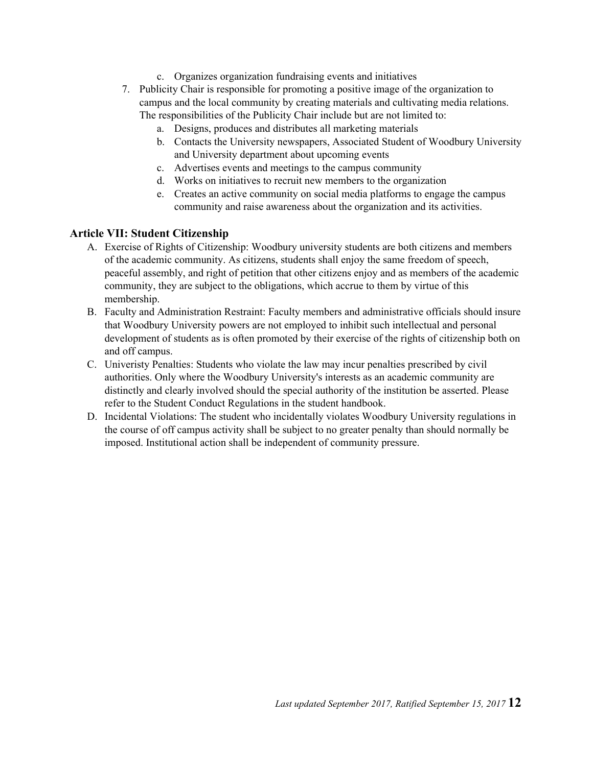c. Organizes organization fundraising events and initiatives

7. Publicity Chair is responsible for promoting a positive image of the organization to campus and the local community by creating materials and cultivating media relations. The responsibilities of the Publicity Chair include but are not limited to:
    a. Designs, produces and distributes all marketing materials
    b. Contacts the University newspapers, Associated Student of Woodbury University and University department about upcoming events
    c. Advertises events and meetings to the campus community
    d. Works on initiatives to recruit new members to the organization
    e. Creates an active community on social media platforms to engage the campus community and raise awareness about the organization and its activities.

### Article VII: Student Citizenship

A. Exercise of Rights of Citizenship: Woodbury university students are both citizens and members of the academic community. As citizens, students shall enjoy the same freedom of speech, peaceful assembly, and right of petition that other citizens enjoy and as members of the academic community, they are subject to the obligations, which accrue to them by virtue of this membership.
B. Faculty and Administration Restraint: Faculty members and administrative officials should insure that Woodbury University powers are not employed to inhibit such intellectual and personal development of students as is often promoted by their exercise of the rights of citizenship both on and off campus.
C. Univeristy Penalties: Students who violate the law may incur penalties prescribed by civil authorities. Only where the Woodbury University's interests as an academic community are distinctly and clearly involved should the special authority of the institution be asserted. Please refer to the Student Conduct Regulations in the student handbook.
D. Incidental Violations: The student who incidentally violates Woodbury University regulations in the course of off campus activity shall be subject to no greater penalty than should normally be imposed. Institutional action shall be independent of community pressure.